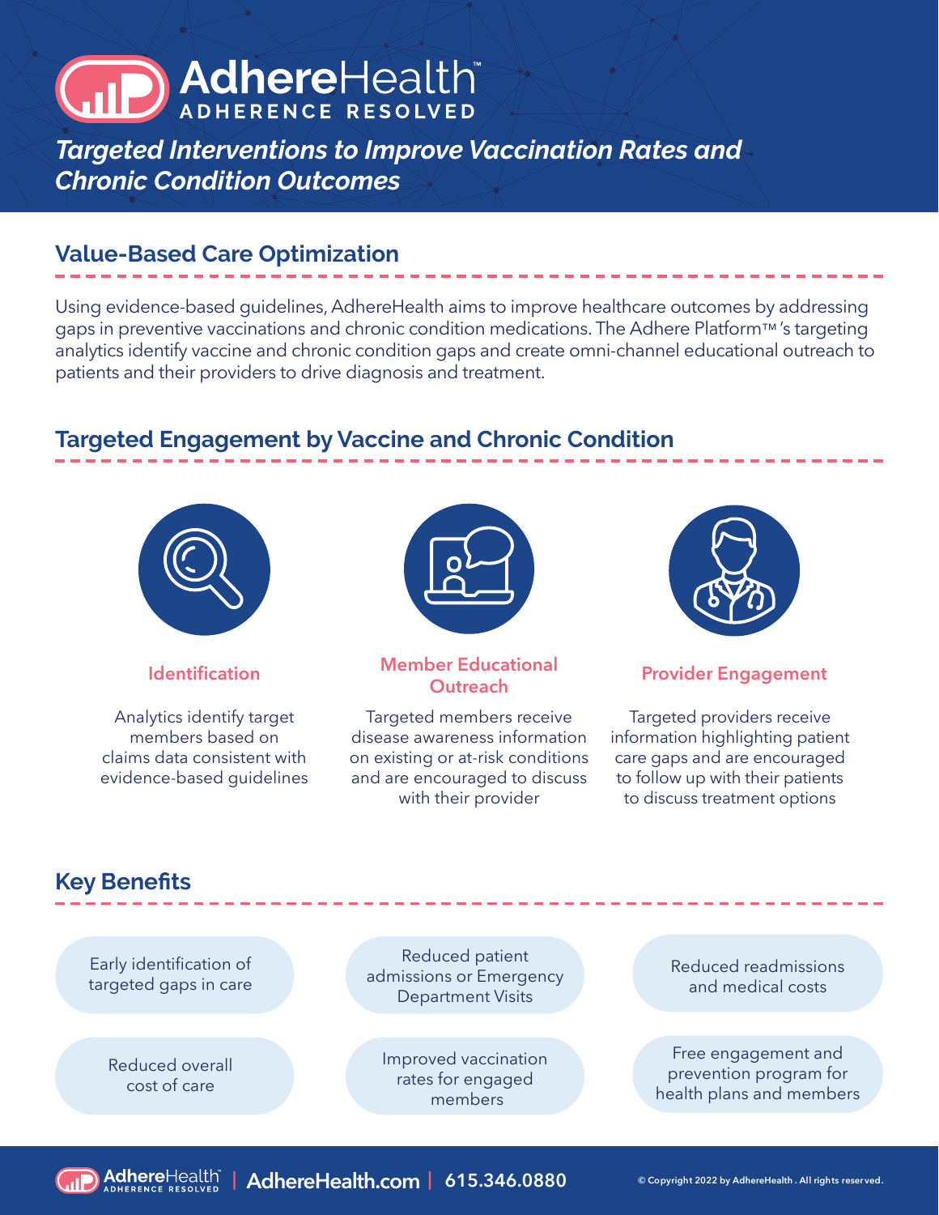# AdhereHealth™

**ADHERENCE RESOLVED**

## *Targeted Interventions to Improve Vaccination Rates and Chronic Condition Outcomes*

## Value-Based Care Optimization

Using evidence-based guidelines, AdhereHealth aims to improve healthcare outcomes by addressing gaps in preventive vaccinations and chronic condition medications. The Adhere Platform™ 's targeting analytics identify vaccine and chronic condition gaps and create omni-channel educational outreach to patients and their providers to drive diagnosis and treatment.

## Targeted Engagement by Vaccine and Chronic Condition

### Identification

Analytics identify target members based on claims data consistent with evidence-based guidelines

### Member Educational Outreach

Targeted members receive disease awareness information on existing or at-risk conditions and are encouraged to discuss with their provider

### Provider Engagement

Targeted providers receive information highlighting patient care gaps and are encouraged to follow up with their patients to discuss treatment options

## Key Benefits

- Early identification of targeted gaps in care
- Reduced patient admissions or Emergency Department Visits
- Reduced readmissions and medical costs
- Reduced overall cost of care
- Improved vaccination rates for engaged members
- Free engagement and prevention program for health plans and members

AdhereHealth ADHERENCE RESOLVED | AdhereHealth.com | 615.346.0880

© Copyright 2022 by AdhereHealth . All rights reserved.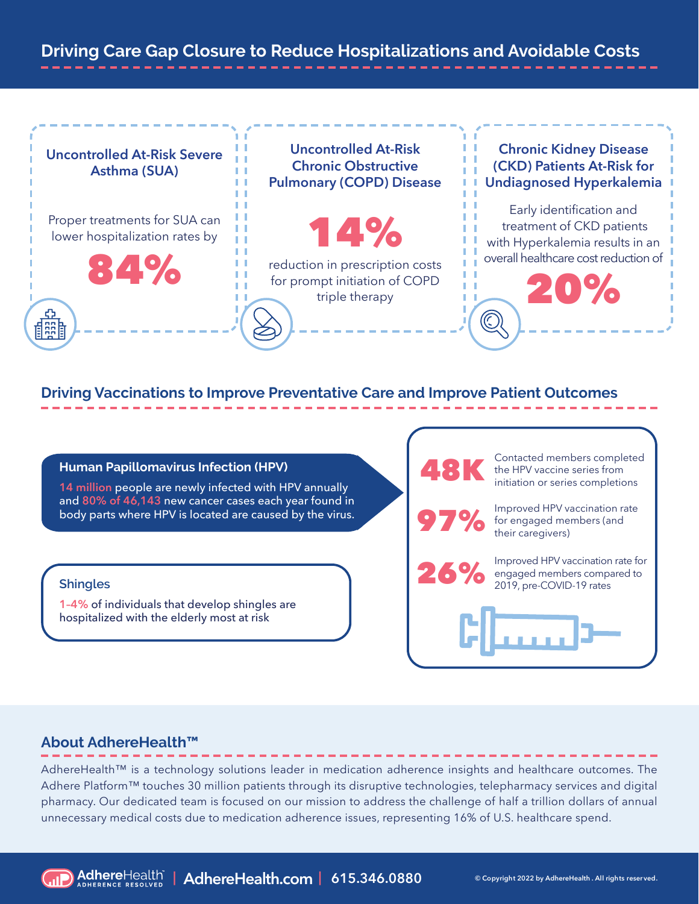## Driving Care Gap Closure to Reduce Hospitalizations and Avoidable Costs

### Uncontrolled At-Risk Severe Asthma (SUA)

Proper treatments for SUA can lower hospitalization rates by

**84%**

### Uncontrolled At-Risk Chronic Obstructive Pulmonary (COPD) Disease

**14%**

reduction in prescription costs for prompt initiation of COPD triple therapy

### Chronic Kidney Disease (CKD) Patients At-Risk for Undiagnosed Hyperkalemia

Early identification and treatment of CKD patients with Hyperkalemia results in an overall healthcare cost reduction of

**20%**

## Driving Vaccinations to Improve Preventative Care and Improve Patient Outcomes

### Human Papillomavirus Infection (HPV)

14 million people are newly infected with HPV annually and 80% of 46,143 new cancer cases each year found in body parts where HPV is located are caused by the virus.

### Shingles

1-4% of individuals that develop shingles are hospitalized with the elderly most at risk

**48K** Contacted members completed the HPV vaccine series from initiation or series completions

**97%** Improved HPV vaccination rate for engaged members (and their caregivers)

**26%** Improved HPV vaccination rate for engaged members compared to 2019, pre-COVID-19 rates

## About AdhereHealth™

AdhereHealth™ is a technology solutions leader in medication adherence insights and healthcare outcomes. The Adhere Platform™ touches 30 million patients through its disruptive technologies, telepharmacy services and digital pharmacy. Our dedicated team is focused on our mission to address the challenge of half a trillion dollars of annual unnecessary medical costs due to medication adherence issues, representing 16% of U.S. healthcare spend.

AdhereHealth ADHERENCE RESOLVED | AdhereHealth.com | 615.346.0880

© Copyright 2022 by AdhereHealth . All rights reserved.